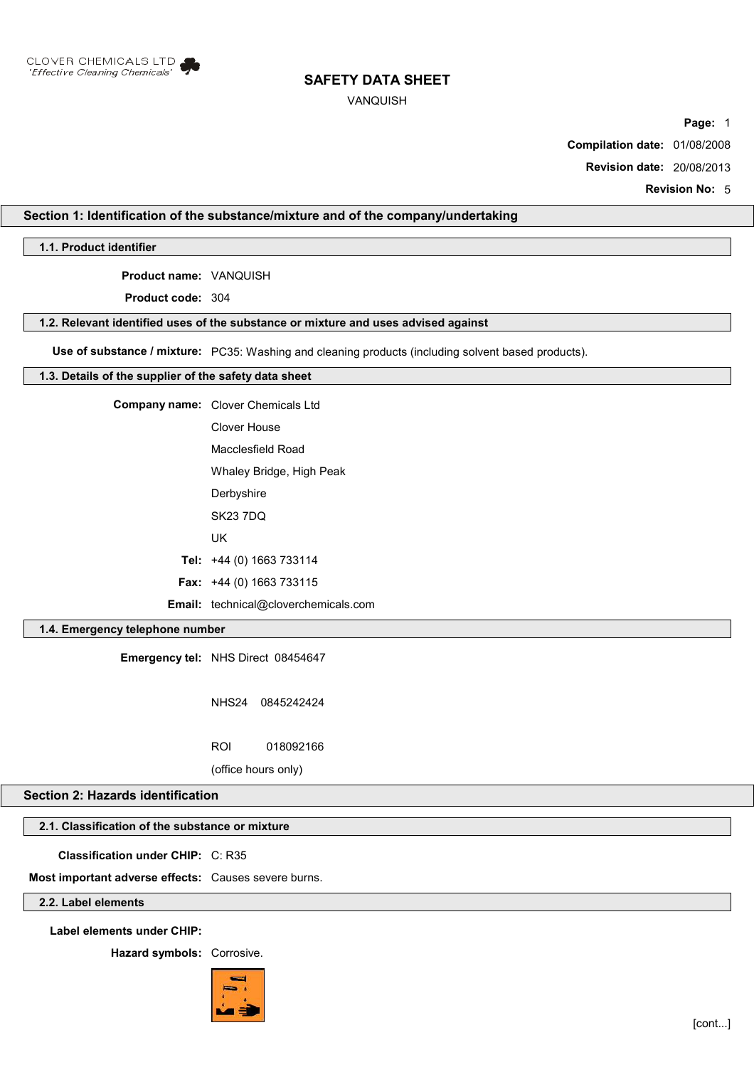CLOVER CHEMICALS LTD
*'Effective Cleaning Chemicals'*

# SAFETY DATA SHEET

VANQUISH

**Compilation date:** 01/08/2008

**Revision date:** 20/08/2013

**Revision No:** 5

## Section 1: Identification of the substance/mixture and of the company/undertaking

### 1.1. Product identifier

**Product name:** VANQUISH

**Product code:** 304

### 1.2. Relevant identified uses of the substance or mixture and uses advised against

**Use of substance / mixture:** PC35: Washing and cleaning products (including solvent based products).

### 1.3. Details of the supplier of the safety data sheet

**Company name:** Clover Chemicals Ltd
Clover House
Macclesfield Road
Whaley Bridge, High Peak
Derbyshire
SK23 7DQ
UK

**Tel:** +44 (0) 1663 733114

**Fax:** +44 (0) 1663 733115

**Email:** technical@cloverchemicals.com

### 1.4. Emergency telephone number

**Emergency tel:** NHS Direct 08454647

NHS24 0845242424

ROI 018092166

(office hours only)

## Section 2: Hazards identification

### 2.1. Classification of the substance or mixture

**Classification under CHIP:** C: R35

**Most important adverse effects:** Causes severe burns.

### 2.2. Label elements

**Label elements under CHIP:**

**Hazard symbols:** Corrosive.

[cont...]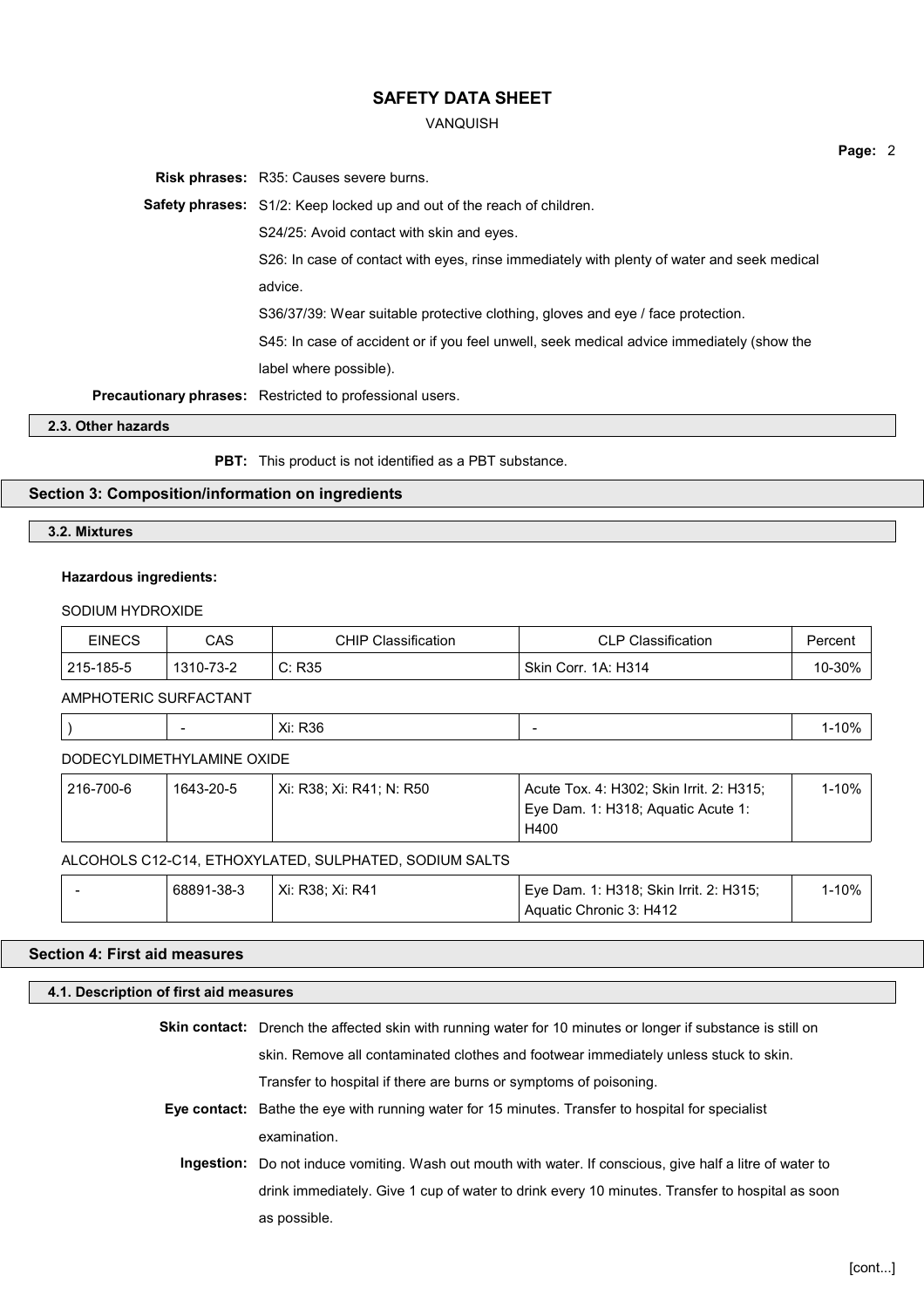**Risk phrases:** R35: Causes severe burns.

**Safety phrases:** S1/2: Keep locked up and out of the reach of children.

S24/25: Avoid contact with skin and eyes.

S26: In case of contact with eyes, rinse immediately with plenty of water and seek medical advice.

S36/37/39: Wear suitable protective clothing, gloves and eye / face protection.

S45: In case of accident or if you feel unwell, seek medical advice immediately (show the label where possible).

**Precautionary phrases:** Restricted to professional users.

### 2.3. Other hazards

**PBT:** This product is not identified as a PBT substance.

## Section 3: Composition/information on ingredients

### 3.2. Mixtures

**Hazardous ingredients:**

SODIUM HYDROXIDE

| EINECS | CAS | CHIP Classification | CLP Classification | Percent |
|---|---|---|---|---|
| 215-185-5 | 1310-73-2 | C: R35 | Skin Corr. 1A: H314 | 10-30% |

AMPHOTERIC SURFACTANT

| EINECS | CAS | CHIP Classification | CLP Classification | Percent |
|---|---|---|---|---|
| ) | - | Xi: R36 | - | 1-10% |

DODECYLDIMETHYLAMINE OXIDE

| EINECS | CAS | CHIP Classification | CLP Classification | Percent |
|---|---|---|---|---|
| 216-700-6 | 1643-20-5 | Xi: R38; Xi: R41; N: R50 | Acute Tox. 4: H302; Skin Irrit. 2: H315; Eye Dam. 1: H318; Aquatic Acute 1: H400 | 1-10% |

ALCOHOLS C12-C14, ETHOXYLATED, SULPHATED, SODIUM SALTS

| EINECS | CAS | CHIP Classification | CLP Classification | Percent |
|---|---|---|---|---|
| - | 68891-38-3 | Xi: R38; Xi: R41 | Eye Dam. 1: H318; Skin Irrit. 2: H315; Aquatic Chronic 3: H412 | 1-10% |

## Section 4: First aid measures

### 4.1. Description of first aid measures

**Skin contact:** Drench the affected skin with running water for 10 minutes or longer if substance is still on skin. Remove all contaminated clothes and footwear immediately unless stuck to skin. Transfer to hospital if there are burns or symptoms of poisoning.

**Eye contact:** Bathe the eye with running water for 15 minutes. Transfer to hospital for specialist examination.

**Ingestion:** Do not induce vomiting. Wash out mouth with water. If conscious, give half a litre of water to drink immediately. Give 1 cup of water to drink every 10 minutes. Transfer to hospital as soon as possible.

[cont...]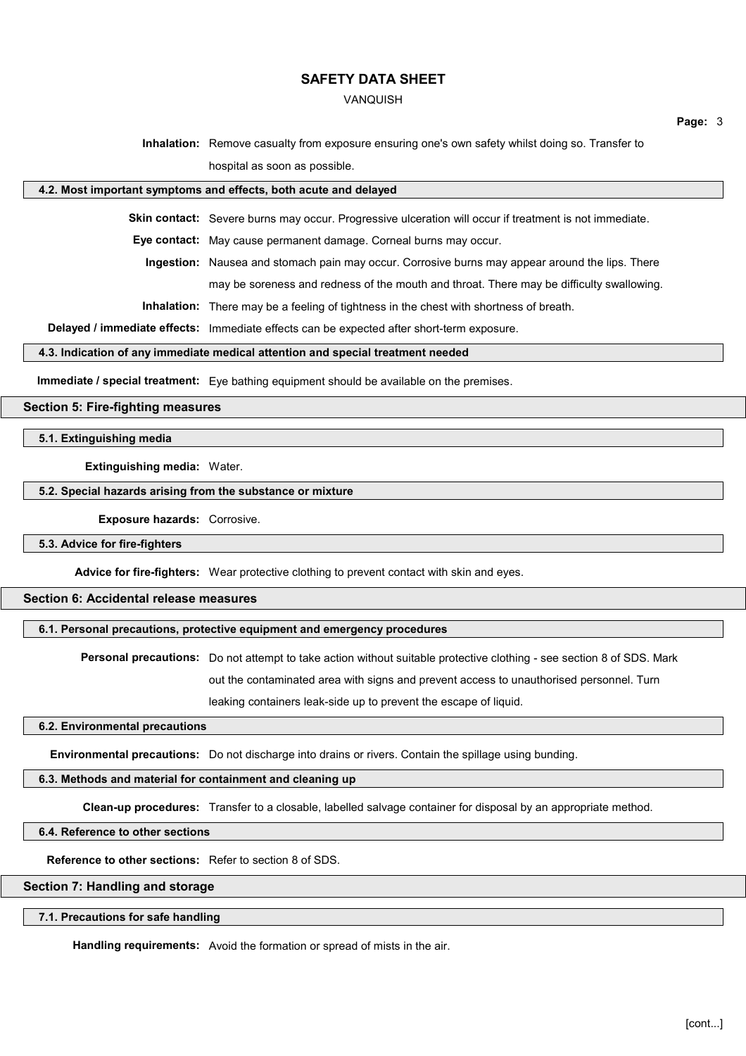**Inhalation:** Remove casualty from exposure ensuring one's own safety whilst doing so. Transfer to hospital as soon as possible.

### 4.2. Most important symptoms and effects, both acute and delayed

**Skin contact:** Severe burns may occur. Progressive ulceration will occur if treatment is not immediate.

**Eye contact:** May cause permanent damage. Corneal burns may occur.

**Ingestion:** Nausea and stomach pain may occur. Corrosive burns may appear around the lips. There may be soreness and redness of the mouth and throat. There may be difficulty swallowing.

**Inhalation:** There may be a feeling of tightness in the chest with shortness of breath.

**Delayed / immediate effects:** Immediate effects can be expected after short-term exposure.

### 4.3. Indication of any immediate medical attention and special treatment needed

**Immediate / special treatment:** Eye bathing equipment should be available on the premises.

## Section 5: Fire-fighting measures

### 5.1. Extinguishing media

**Extinguishing media:** Water.

### 5.2. Special hazards arising from the substance or mixture

**Exposure hazards:** Corrosive.

### 5.3. Advice for fire-fighters

**Advice for fire-fighters:** Wear protective clothing to prevent contact with skin and eyes.

## Section 6: Accidental release measures

### 6.1. Personal precautions, protective equipment and emergency procedures

**Personal precautions:** Do not attempt to take action without suitable protective clothing - see section 8 of SDS. Mark out the contaminated area with signs and prevent access to unauthorised personnel. Turn leaking containers leak-side up to prevent the escape of liquid.

### 6.2. Environmental precautions

**Environmental precautions:** Do not discharge into drains or rivers. Contain the spillage using bunding.

### 6.3. Methods and material for containment and cleaning up

**Clean-up procedures:** Transfer to a closable, labelled salvage container for disposal by an appropriate method.

### 6.4. Reference to other sections

**Reference to other sections:** Refer to section 8 of SDS.

## Section 7: Handling and storage

### 7.1. Precautions for safe handling

**Handling requirements:** Avoid the formation or spread of mists in the air.

[cont...]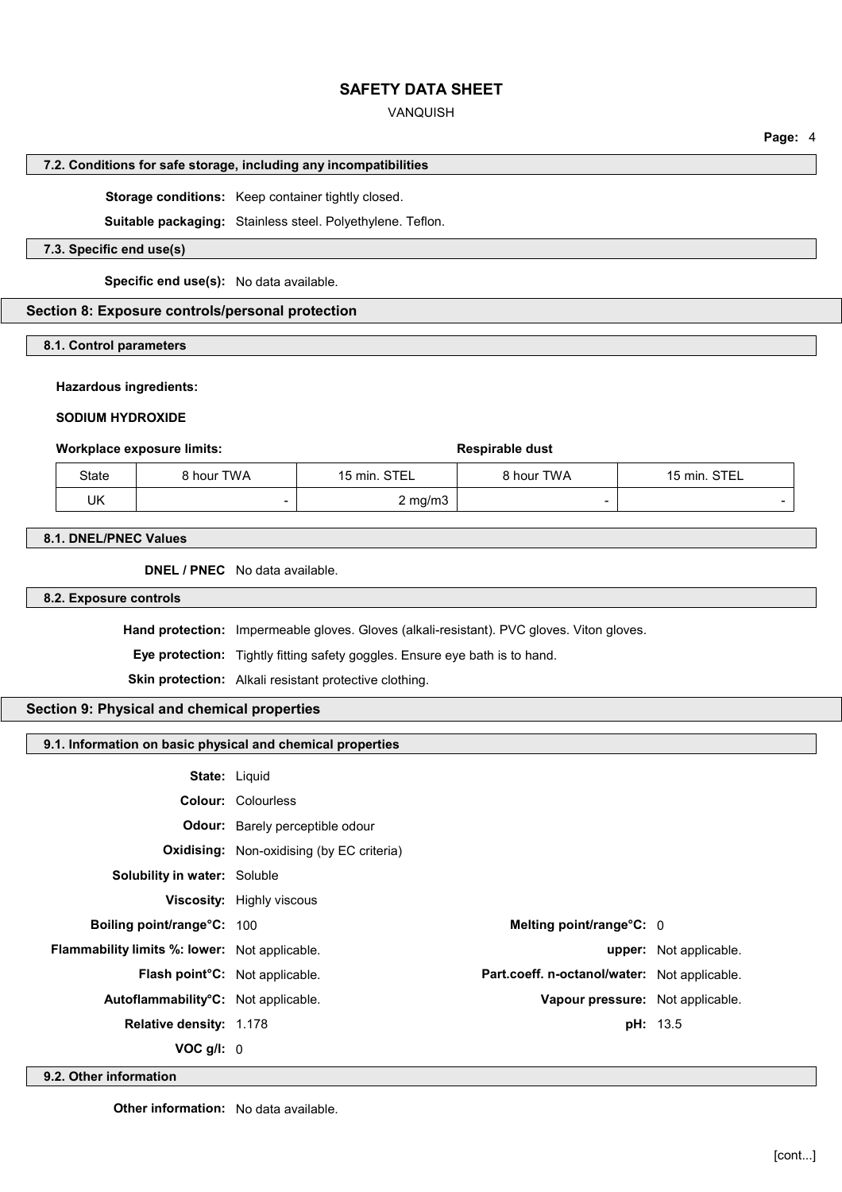### 7.2. Conditions for safe storage, including any incompatibilities

**Storage conditions:** Keep container tightly closed.

**Suitable packaging:** Stainless steel. Polyethylene. Teflon.

### 7.3. Specific end use(s)

**Specific end use(s):** No data available.

## Section 8: Exposure controls/personal protection

### 8.1. Control parameters

**Hazardous ingredients:**

**SODIUM HYDROXIDE**

| **Workplace exposure limits:** | | | **Respirable dust** | |
|---|---|---|---|---|
| State | 8 hour TWA | 15 min. STEL | 8 hour TWA | 15 min. STEL |
| UK | - | 2 mg/m3 | - | - |

### 8.1. DNEL/PNEC Values

**DNEL / PNEC** No data available.

### 8.2. Exposure controls

**Hand protection:** Impermeable gloves. Gloves (alkali-resistant). PVC gloves. Viton gloves.

**Eye protection:** Tightly fitting safety goggles. Ensure eye bath is to hand.

**Skin protection:** Alkali resistant protective clothing.

## Section 9: Physical and chemical properties

### 9.1. Information on basic physical and chemical properties

**State:** Liquid

**Colour:** Colourless

**Odour:** Barely perceptible odour

**Oxidising:** Non-oxidising (by EC criteria)

**Solubility in water:** Soluble

**Viscosity:** Highly viscous

**Boiling point/range°C:** 100

**Melting point/range°C:** 0

**Flammability limits %: lower:** Not applicable.

**upper:** Not applicable.

**Flash point°C:** Not applicable.

**Part.coeff. n-octanol/water:** Not applicable.

**Autoflammability°C:** Not applicable.

**Vapour pressure:** Not applicable.

**Relative density:** 1.178

**pH:** 13.5

**VOC g/l:** 0

### 9.2. Other information

**Other information:** No data available.

[cont...]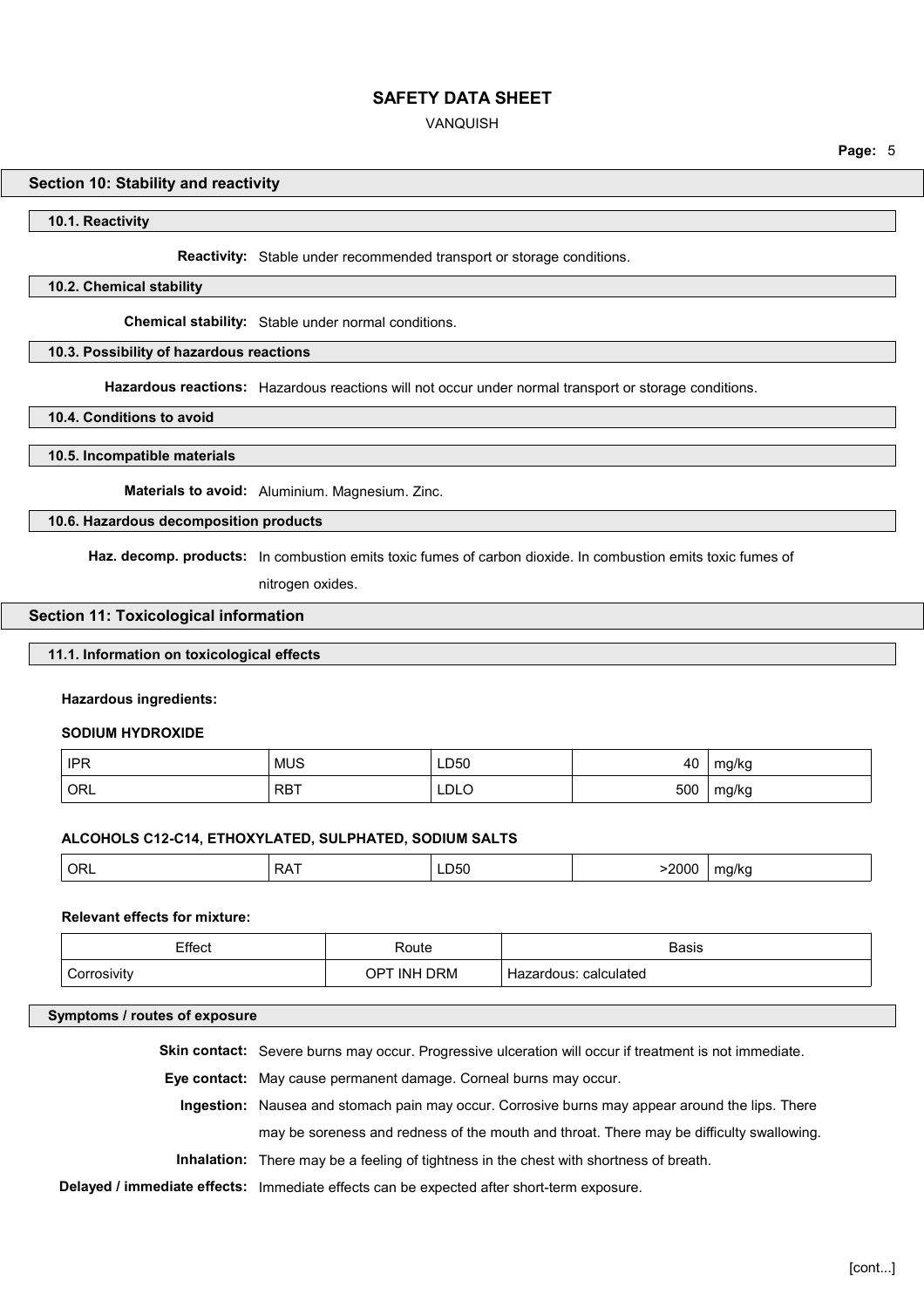## Section 10: Stability and reactivity

### 10.1. Reactivity

**Reactivity:** Stable under recommended transport or storage conditions.

### 10.2. Chemical stability

**Chemical stability:** Stable under normal conditions.

### 10.3. Possibility of hazardous reactions

**Hazardous reactions:** Hazardous reactions will not occur under normal transport or storage conditions.

### 10.4. Conditions to avoid

### 10.5. Incompatible materials

**Materials to avoid:** Aluminium. Magnesium. Zinc.

### 10.6. Hazardous decomposition products

**Haz. decomp. products:** In combustion emits toxic fumes of carbon dioxide. In combustion emits toxic fumes of nitrogen oxides.

## Section 11: Toxicological information

### 11.1. Information on toxicological effects

**Hazardous ingredients:**

**SODIUM HYDROXIDE**

| | | | | |
|---|---|---|---|---|
| IPR | MUS | LD50 | 40 | mg/kg |
| ORL | RBT | LDLO | 500 | mg/kg |

**ALCOHOLS C12-C14, ETHOXYLATED, SULPHATED, SODIUM SALTS**

| | | | | |
|---|---|---|---|---|
| ORL | RAT | LD50 | >2000 | mg/kg |

**Relevant effects for mixture:**

| Effect | Route | Basis |
|---|---|---|
| Corrosivity | OPT INH DRM | Hazardous: calculated |

### Symptoms / routes of exposure

**Skin contact:** Severe burns may occur. Progressive ulceration will occur if treatment is not immediate.

**Eye contact:** May cause permanent damage. Corneal burns may occur.

**Ingestion:** Nausea and stomach pain may occur. Corrosive burns may appear around the lips. There may be soreness and redness of the mouth and throat. There may be difficulty swallowing.

**Inhalation:** There may be a feeling of tightness in the chest with shortness of breath.

**Delayed / immediate effects:** Immediate effects can be expected after short-term exposure.

[cont...]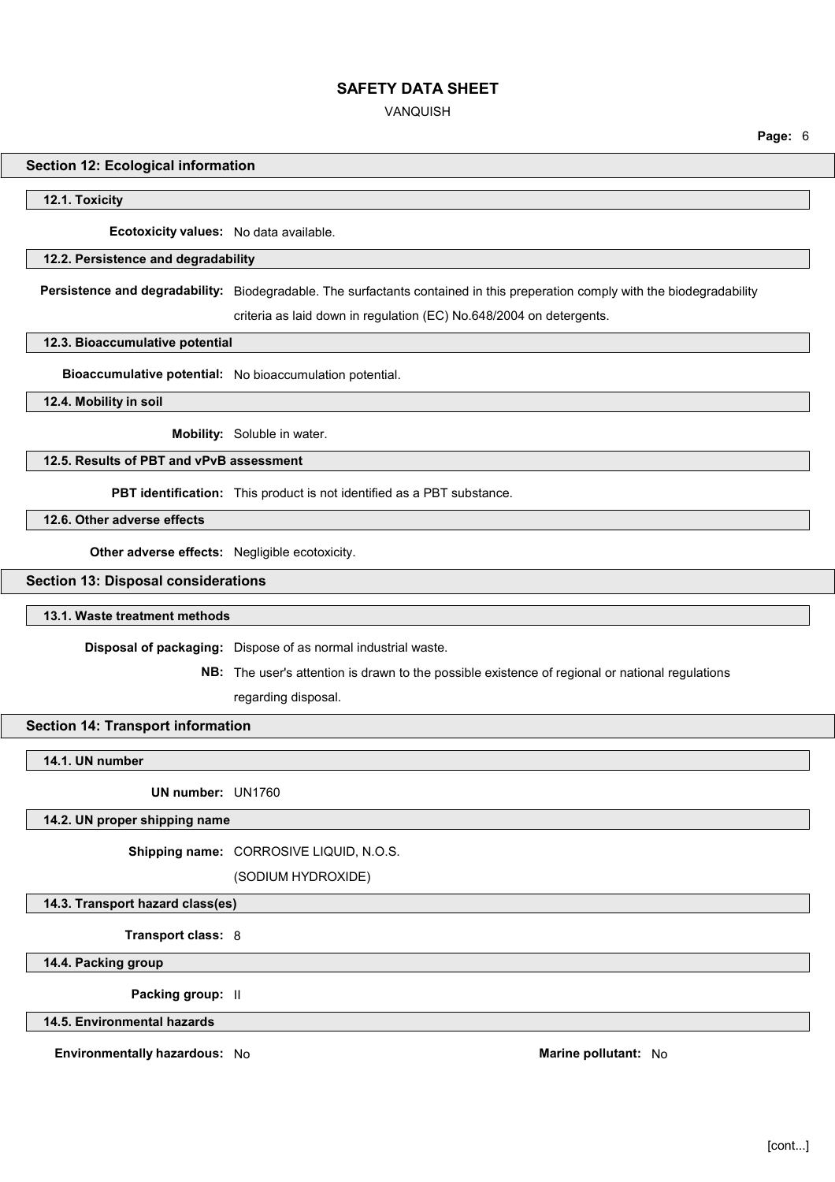## Section 12: Ecological information

### 12.1. Toxicity

**Ecotoxicity values:** No data available.

### 12.2. Persistence and degradability

**Persistence and degradability:** Biodegradable. The surfactants contained in this preperation comply with the biodegradability criteria as laid down in regulation (EC) No.648/2004 on detergents.

### 12.3. Bioaccumulative potential

**Bioaccumulative potential:** No bioaccumulation potential.

### 12.4. Mobility in soil

**Mobility:** Soluble in water.

### 12.5. Results of PBT and vPvB assessment

**PBT identification:** This product is not identified as a PBT substance.

### 12.6. Other adverse effects

**Other adverse effects:** Negligible ecotoxicity.

## Section 13: Disposal considerations

### 13.1. Waste treatment methods

**Disposal of packaging:** Dispose of as normal industrial waste.

**NB:** The user's attention is drawn to the possible existence of regional or national regulations regarding disposal.

## Section 14: Transport information

### 14.1. UN number

**UN number:** UN1760

### 14.2. UN proper shipping name

**Shipping name:** CORROSIVE LIQUID, N.O.S.
(SODIUM HYDROXIDE)

### 14.3. Transport hazard class(es)

**Transport class:** 8

### 14.4. Packing group

**Packing group:** II

### 14.5. Environmental hazards

**Environmentally hazardous:** No

**Marine pollutant:** No

[cont...]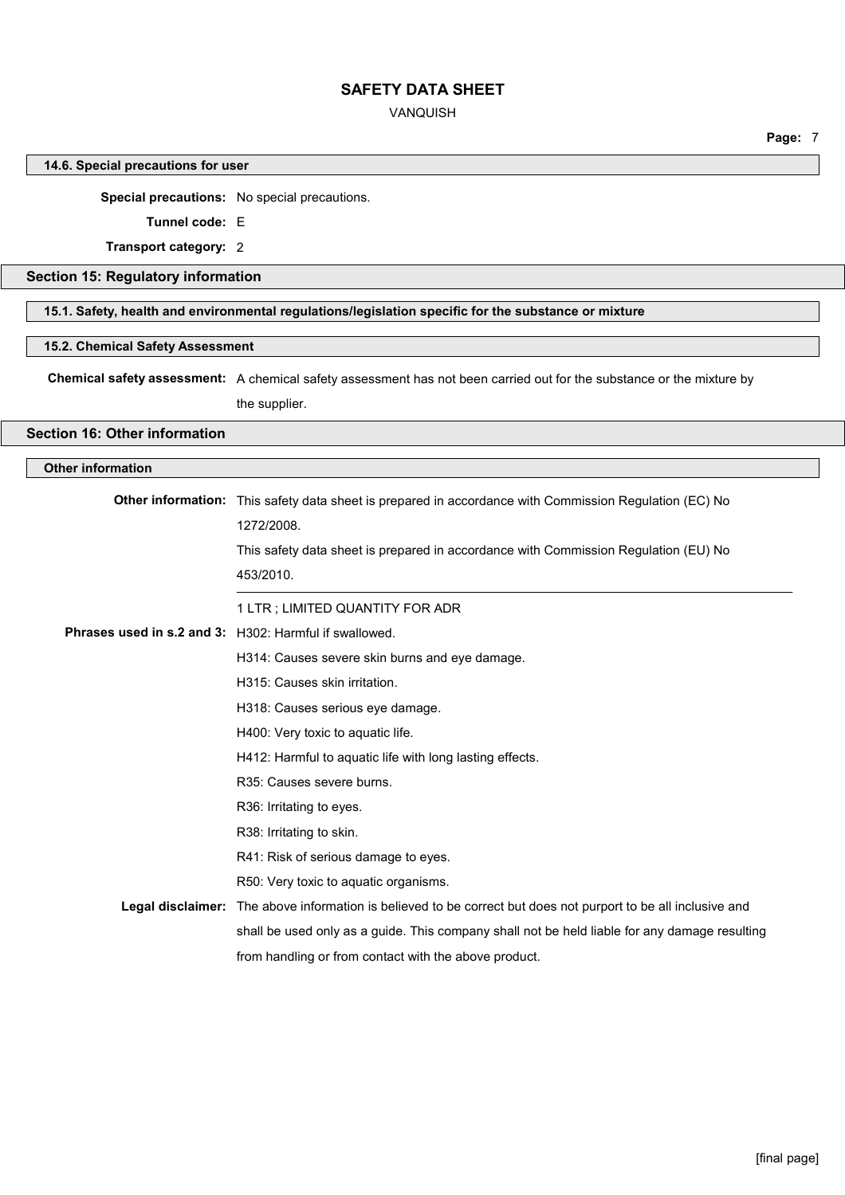#### 14.6. Special precautions for user

**Special precautions:** No special precautions.

**Tunnel code:** E

**Transport category:** 2

## Section 15: Regulatory information

#### 15.1. Safety, health and environmental regulations/legislation specific for the substance or mixture

#### 15.2. Chemical Safety Assessment

**Chemical safety assessment:** A chemical safety assessment has not been carried out for the substance or the mixture by the supplier.

## Section 16: Other information

#### Other information

**Other information:** This safety data sheet is prepared in accordance with Commission Regulation (EC) No 1272/2008.

This safety data sheet is prepared in accordance with Commission Regulation (EU) No 453/2010.

---

1 LTR ; LIMITED QUANTITY FOR ADR

**Phrases used in s.2 and 3:** H302: Harmful if swallowed.

H314: Causes severe skin burns and eye damage.

H315: Causes skin irritation.

H318: Causes serious eye damage.

H400: Very toxic to aquatic life.

H412: Harmful to aquatic life with long lasting effects.

R35: Causes severe burns.

R36: Irritating to eyes.

R38: Irritating to skin.

R41: Risk of serious damage to eyes.

R50: Very toxic to aquatic organisms.

**Legal disclaimer:** The above information is believed to be correct but does not purport to be all inclusive and shall be used only as a guide. This company shall not be held liable for any damage resulting from handling or from contact with the above product.

[final page]